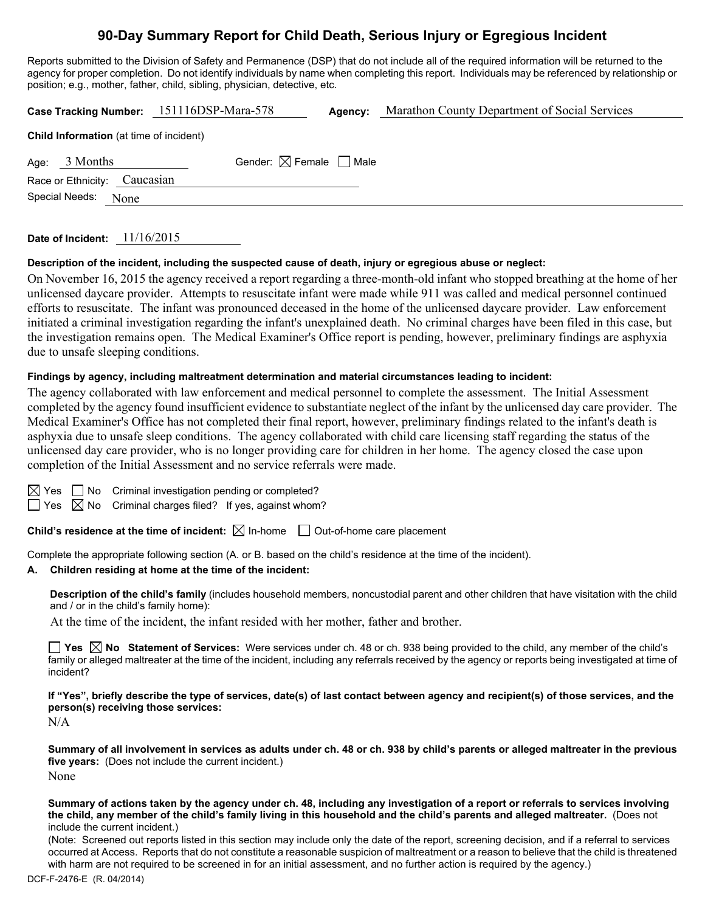# 90-Day Summary Report for Child Death, Serious Injury or Egregious Incident

Reports submitted to the Division of Safety and Permanence (DSP) that do not include all of the required information will be returned to the agency for proper completion. Do not identify individuals by name when completing this report. Individuals may be referenced by relationship or position; e.g., mother, father, child, sibling, physician, detective, etc.

**Case Tracking Number:** 151116DSP-Mara-578 **Agency:** Marathon County Department of Social Services

**Child Information** (at time of incident)

Age: 3 Months Gender: ☒ Female ☐ Male

Race or Ethnicity: Caucasian

Special Needs: None

**Date of Incident:** 11/16/2015

**Description of the incident, including the suspected cause of death, injury or egregious abuse or neglect:**

On November 16, 2015 the agency received a report regarding a three-month-old infant who stopped breathing at the home of her unlicensed daycare provider. Attempts to resuscitate infant were made while 911 was called and medical personnel continued efforts to resuscitate. The infant was pronounced deceased in the home of the unlicensed daycare provider. Law enforcement initiated a criminal investigation regarding the infant's unexplained death. No criminal charges have been filed in this case, but the investigation remains open. The Medical Examiner's Office report is pending, however, preliminary findings are asphyxia due to unsafe sleeping conditions.

**Findings by agency, including maltreatment determination and material circumstances leading to incident:**

The agency collaborated with law enforcement and medical personnel to complete the assessment. The Initial Assessment completed by the agency found insufficient evidence to substantiate neglect of the infant by the unlicensed day care provider. The Medical Examiner's Office has not completed their final report, however, preliminary findings related to the infant's death is asphyxia due to unsafe sleep conditions. The agency collaborated with child care licensing staff regarding the status of the unlicensed day care provider, who is no longer providing care for children in her home. The agency closed the case upon completion of the Initial Assessment and no service referrals were made.

☒ Yes ☐ No Criminal investigation pending or completed?

☐ Yes ☒ No Criminal charges filed? If yes, against whom?

**Child's residence at the time of incident:** ☒ In-home ☐ Out-of-home care placement

Complete the appropriate following section (A. or B. based on the child's residence at the time of the incident).

**A. Children residing at home at the time of the incident:**

**Description of the child's family** (includes household members, noncustodial parent and other children that have visitation with the child and / or in the child's family home):

At the time of the incident, the infant resided with her mother, father and brother.

☐ **Yes** ☒ **No** **Statement of Services:** Were services under ch. 48 or ch. 938 being provided to the child, any member of the child's family or alleged maltreater at the time of the incident, including any referrals received by the agency or reports being investigated at time of incident?

**If "Yes", briefly describe the type of services, date(s) of last contact between agency and recipient(s) of those services, and the person(s) receiving those services:**

N/A

**Summary of all involvement in services as adults under ch. 48 or ch. 938 by child's parents or alleged maltreater in the previous five years:** (Does not include the current incident.)

None

**Summary of actions taken by the agency under ch. 48, including any investigation of a report or referrals to services involving the child, any member of the child's family living in this household and the child's parents and alleged maltreater.** (Does not include the current incident.)

(Note: Screened out reports listed in this section may include only the date of the report, screening decision, and if a referral to services occurred at Access. Reports that do not constitute a reasonable suspicion of maltreatment or a reason to believe that the child is threatened with harm are not required to be screened in for an initial assessment, and no further action is required by the agency.)

DCF-F-2476-E (R. 04/2014)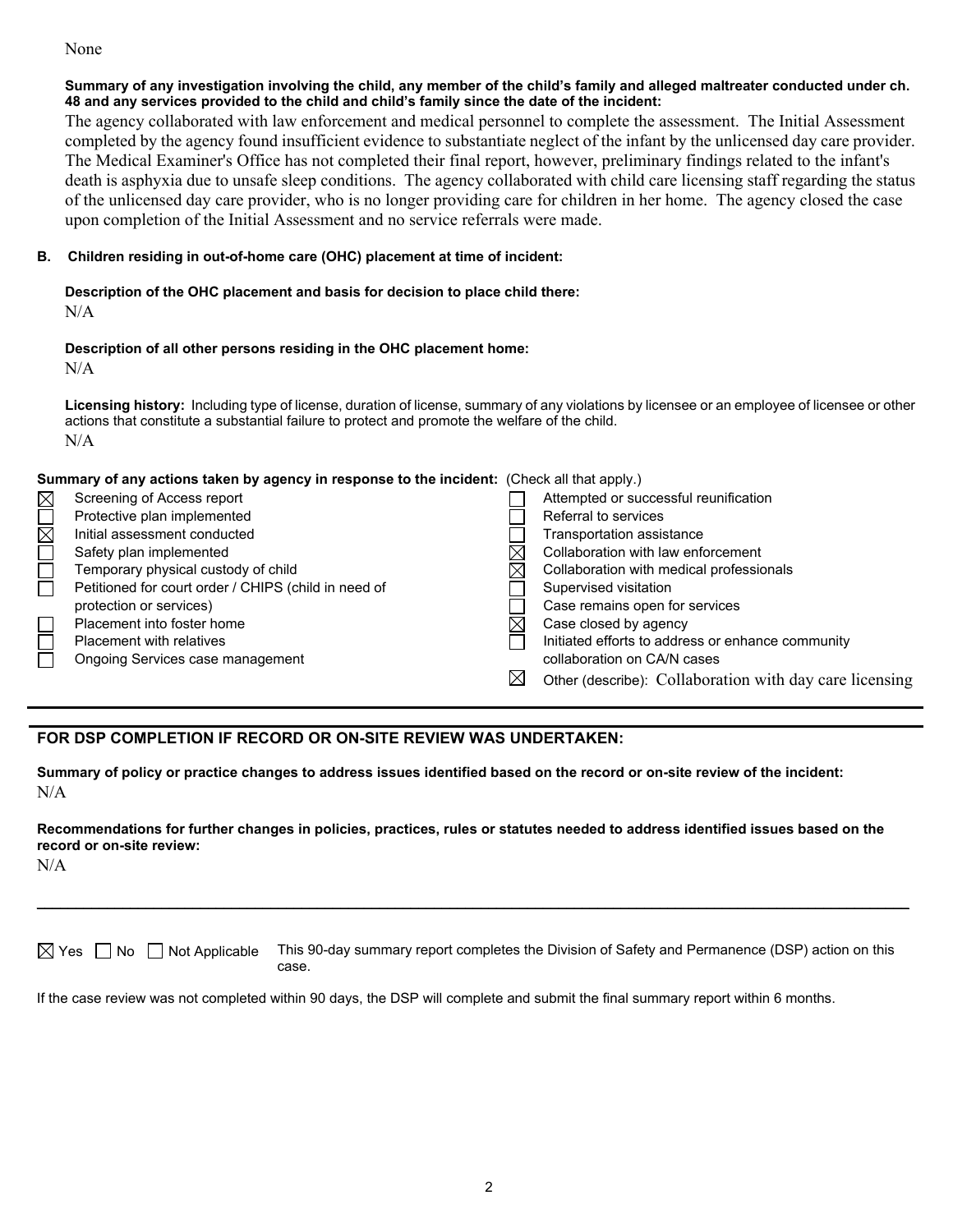None

**Summary of any investigation involving the child, any member of the child's family and alleged maltreater conducted under ch. 48 and any services provided to the child and child's family since the date of the incident:**

The agency collaborated with law enforcement and medical personnel to complete the assessment. The Initial Assessment completed by the agency found insufficient evidence to substantiate neglect of the infant by the unlicensed day care provider. The Medical Examiner's Office has not completed their final report, however, preliminary findings related to the infant's death is asphyxia due to unsafe sleep conditions. The agency collaborated with child care licensing staff regarding the status of the unlicensed day care provider, who is no longer providing care for children in her home. The agency closed the case upon completion of the Initial Assessment and no service referrals were made.

**B. Children residing in out-of-home care (OHC) placement at time of incident:**

**Description of the OHC placement and basis for decision to place child there:**

N/A

**Description of all other persons residing in the OHC placement home:**

N/A

**Licensing history:** Including type of license, duration of license, summary of any violations by licensee or an employee of licensee or other actions that constitute a substantial failure to protect and promote the welfare of the child.

N/A

**Summary of any actions taken by agency in response to the incident:** (Check all that apply.)

- [x] Screening of Access report
- [ ] Protective plan implemented
- [x] Initial assessment conducted
- [ ] Safety plan implemented
- [ ] Temporary physical custody of child
- [ ] Petitioned for court order / CHIPS (child in need of protection or services)
- [ ] Placement into foster home
- [ ] Placement with relatives
- [ ] Ongoing Services case management
- [ ] Attempted or successful reunification
- [ ] Referral to services
- [ ] Transportation assistance
- [x] Collaboration with law enforcement
- [x] Collaboration with medical professionals
- [ ] Supervised visitation
- [ ] Case remains open for services
- [x] Case closed by agency
- [ ] Initiated efforts to address or enhance community collaboration on CA/N cases
- [x] Other (describe): Collaboration with day care licensing

---

## FOR DSP COMPLETION IF RECORD OR ON-SITE REVIEW WAS UNDERTAKEN:

**Summary of policy or practice changes to address issues identified based on the record or on-site review of the incident:**

N/A

**Recommendations for further changes in policies, practices, rules or statutes needed to address identified issues based on the record or on-site review:**

N/A

---

☒ Yes ☐ No ☐ Not Applicable This 90-day summary report completes the Division of Safety and Permanence (DSP) action on this case.

If the case review was not completed within 90 days, the DSP will complete and submit the final summary report within 6 months.